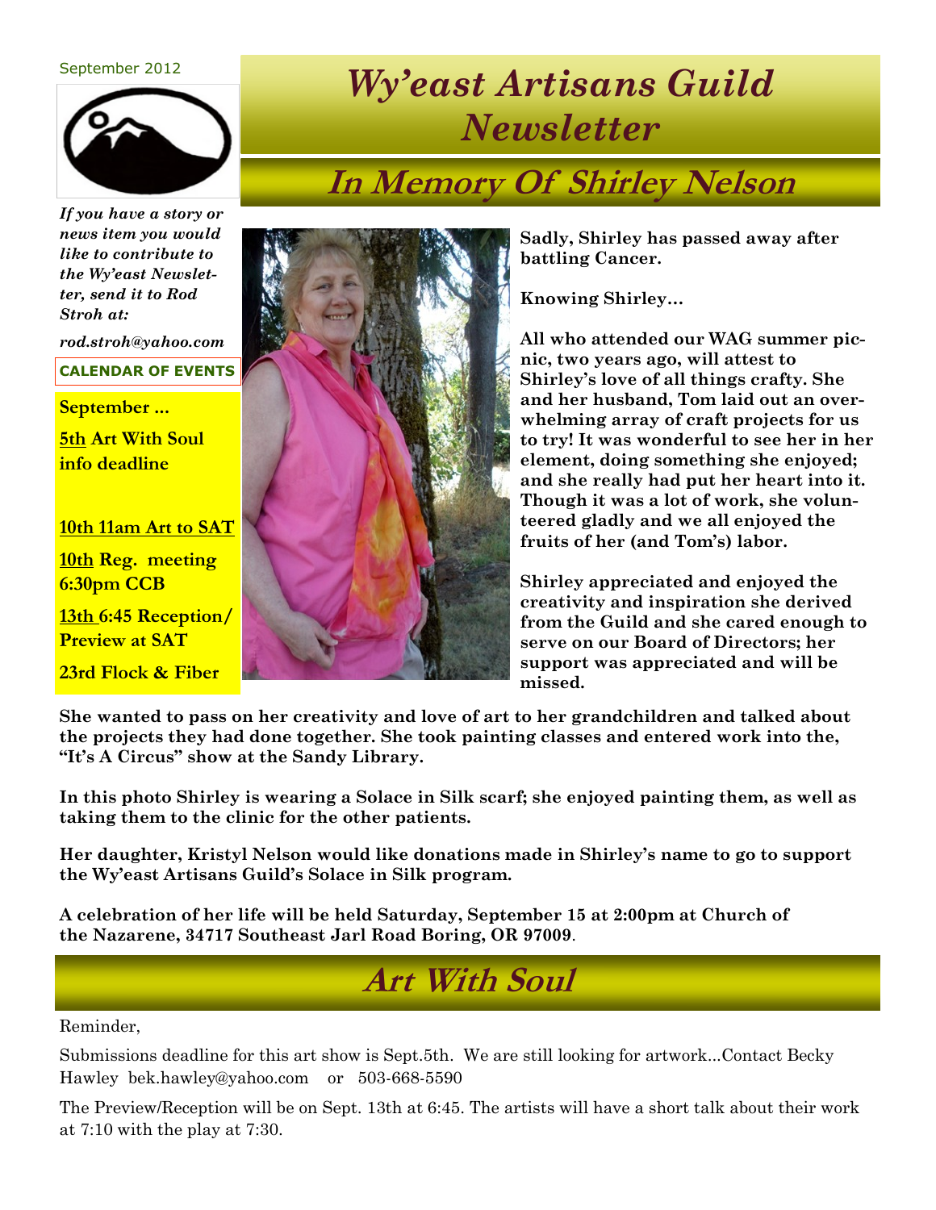September 2012

# Wy'east Artisans Guild Newsletter

*If you have a story or news item you would like to contribute to the Wy'east Newsletter, send it to Rod Stroh at:*

*rod.stroh@yahoo.com*

**CALENDAR OF EVENTS**

**September ...**

**5th Art With Soul info deadline**

**10th 11am Art to SAT**

**10th Reg. meeting 6:30pm CCB**

**13th 6:45 Reception/ Preview at SAT**

**23rd Flock & Fiber**

## In Memory Of Shirley Nelson

**Sadly, Shirley has passed away after battling Cancer.**

**Knowing Shirley…**

**All who attended our WAG summer picnic, two years ago, will attest to Shirley's love of all things crafty. She and her husband, Tom laid out an overwhelming array of craft projects for us to try! It was wonderful to see her in her element, doing something she enjoyed; and she really had put her heart into it. Though it was a lot of work, she volunteered gladly and we all enjoyed the fruits of her (and Tom's) labor.**

**Shirley appreciated and enjoyed the creativity and inspiration she derived from the Guild and she cared enough to serve on our Board of Directors; her support was appreciated and will be missed.**

**She wanted to pass on her creativity and love of art to her grandchildren and talked about the projects they had done together. She took painting classes and entered work into the, "It's A Circus" show at the Sandy Library.**

**In this photo Shirley is wearing a Solace in Silk scarf; she enjoyed painting them, as well as taking them to the clinic for the other patients.**

**Her daughter, Kristyl Nelson would like donations made in Shirley's name to go to support the Wy'east Artisans Guild's Solace in Silk program.**

**A celebration of her life will be held Saturday, September 15 at 2:00pm at Church of the Nazarene, 34717 Southeast Jarl Road Boring, OR 97009**.

## Art With Soul

Reminder,

Submissions deadline for this art show is Sept.5th. We are still looking for artwork...Contact Becky Hawley bek.hawley@yahoo.com or 503-668-5590

The Preview/Reception will be on Sept. 13th at 6:45. The artists will have a short talk about their work at 7:10 with the play at 7:30.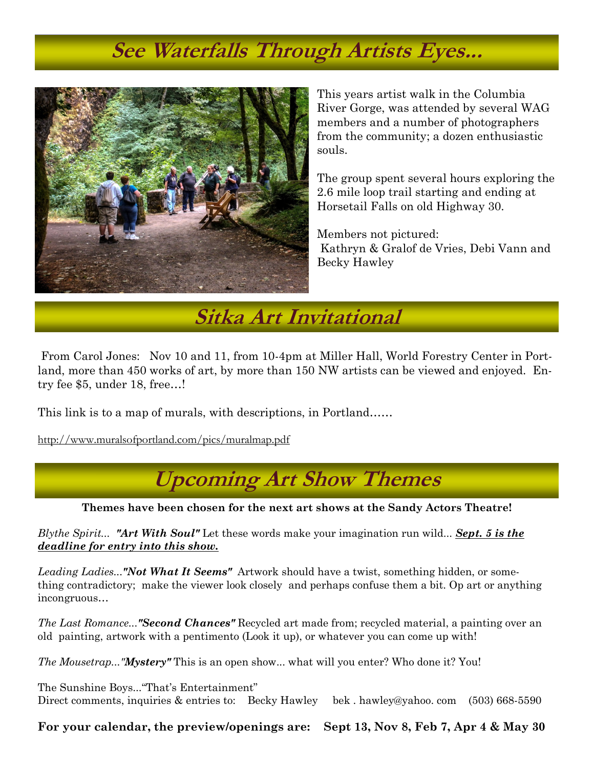# See Waterfalls Through Artists Eyes...

This years artist walk in the Columbia River Gorge, was attended by several WAG members and a number of photographers from the community; a dozen enthusiastic souls.

The group spent several hours exploring the 2.6 mile loop trail starting and ending at Horsetail Falls on old Highway 30.

Members not pictured:
Kathryn & Gralof de Vries, Debi Vann and Becky Hawley

# Sitka Art Invitational

From Carol Jones: Nov 10 and 11, from 10-4pm at Miller Hall, World Forestry Center in Portland, more than 450 works of art, by more than 150 NW artists can be viewed and enjoyed. Entry fee $5, under 18, free…!

This link is to a map of murals, with descriptions, in Portland……

http://www.muralsofportland.com/pics/muralmap.pdf

# Upcoming Art Show Themes

**Themes have been chosen for the next art shows at the Sandy Actors Theatre!**

*Blythe Spirit...* ***"Art With Soul"*** Let these words make your imagination run wild... ***Sept. 5 is the deadline for entry into this show.***

*Leading Ladies...* ***"Not What It Seems"*** Artwork should have a twist, something hidden, or something contradictory; make the viewer look closely and perhaps confuse them a bit. Op art or anything incongruous…

*The Last Romance...* ***"Second Chances"*** Recycled art made from; recycled material, a painting over an old painting, artwork with a pentimento (Look it up), or whatever you can come up with!

*The Mousetrap...* ***"Mystery"*** This is an open show... what will you enter? Who done it? You!

The Sunshine Boys..."That's Entertainment"
Direct comments, inquiries & entries to: Becky Hawley bek . hawley@yahoo. com (503) 668-5590

**For your calendar, the preview/openings are: Sept 13, Nov 8, Feb 7, Apr 4 & May 30**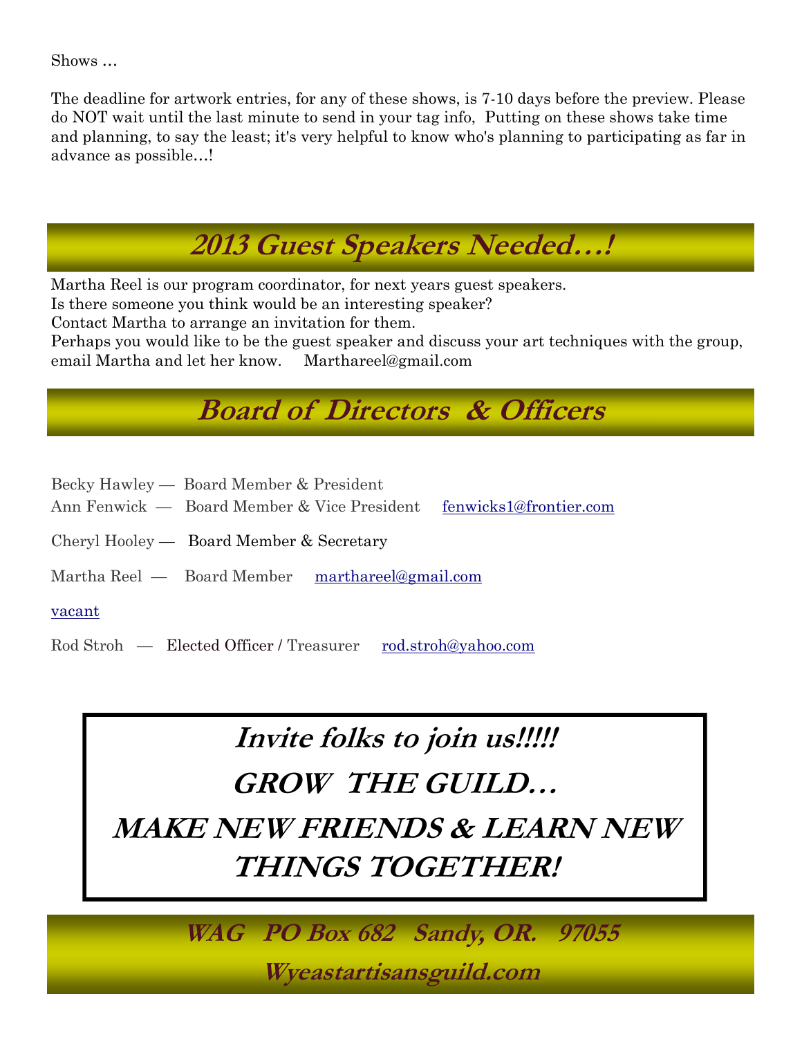Shows …

The deadline for artwork entries, for any of these shows, is 7-10 days before the preview. Please do NOT wait until the last minute to send in your tag info, Putting on these shows take time and planning, to say the least; it's very helpful to know who's planning to participating as far in advance as possible…!

## *2013 Guest Speakers Needed…!*

Martha Reel is our program coordinator, for next years guest speakers.
Is there someone you think would be an interesting speaker?
Contact Martha to arrange an invitation for them.
Perhaps you would like to be the guest speaker and discuss your art techniques with the group, email Martha and let her know. Marthareel@gmail.com

## *Board of Directors & Officers*

Becky Hawley — Board Member & President
Ann Fenwick — Board Member & Vice President fenwicks1@frontier.com

Cheryl Hooley — Board Member & Secretary

Martha Reel — Board Member marthareel@gmail.com

vacant

Rod Stroh — Elected Officer / Treasurer rod.stroh@yahoo.com

**_Invite folks to join us!!!!!_**

**_GROW THE GUILD…_**

**_MAKE NEW FRIENDS & LEARN NEW THINGS TOGETHER!_**

**_WAG PO Box 682 Sandy, OR. 97055_**

**_Wyeastartisansguild.com_**